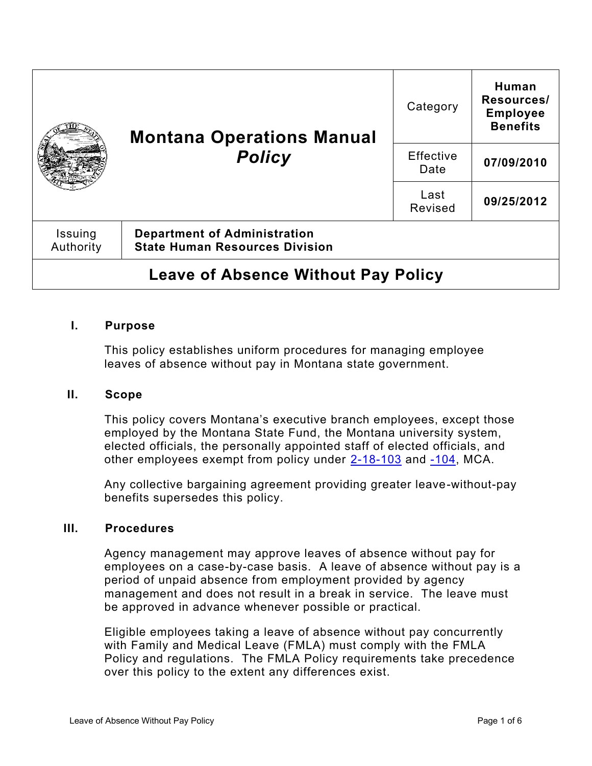| Montana Operations Manual *Policy* | Category | Human Resources/ Employee Benefits |
|---|---|---|
| | Effective Date | 07/09/2010 |
| | Last Revised | 09/25/2012 |

| Issuing Authority | Department of Administration State Human Resources Division |
|---|---|

# Leave of Absence Without Pay Policy

## I. Purpose

This policy establishes uniform procedures for managing employee leaves of absence without pay in Montana state government.

## II. Scope

This policy covers Montana's executive branch employees, except those employed by the Montana State Fund, the Montana university system, elected officials, the personally appointed staff of elected officials, and other employees exempt from policy under 2-18-103 and -104, MCA.

Any collective bargaining agreement providing greater leave-without-pay benefits supersedes this policy.

## III. Procedures

Agency management may approve leaves of absence without pay for employees on a case-by-case basis. A leave of absence without pay is a period of unpaid absence from employment provided by agency management and does not result in a break in service. The leave must be approved in advance whenever possible or practical.

Eligible employees taking a leave of absence without pay concurrently with Family and Medical Leave (FMLA) must comply with the FMLA Policy and regulations. The FMLA Policy requirements take precedence over this policy to the extent any differences exist.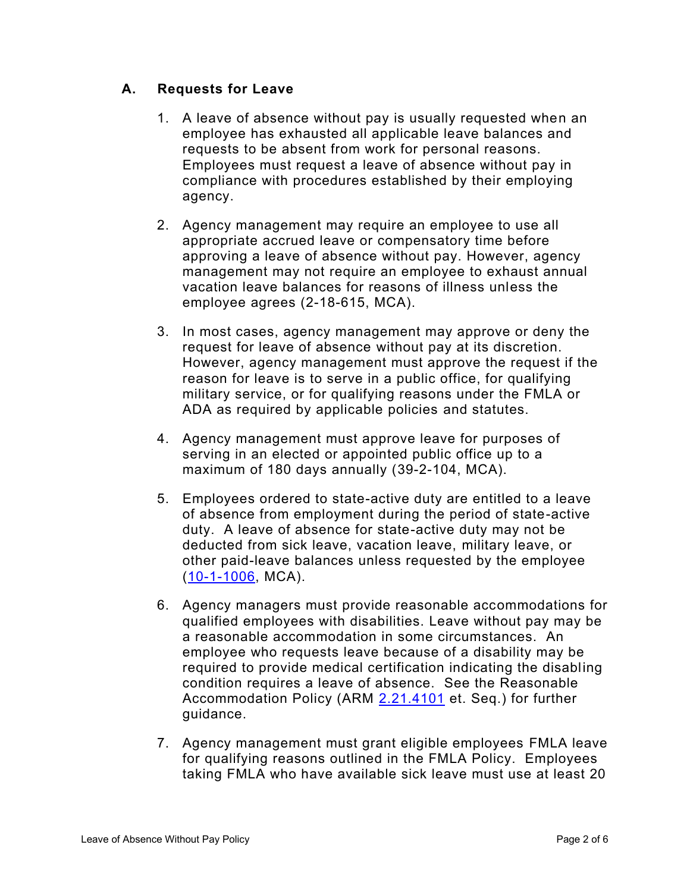## A. Requests for Leave

1. A leave of absence without pay is usually requested when an employee has exhausted all applicable leave balances and requests to be absent from work for personal reasons. Employees must request a leave of absence without pay in compliance with procedures established by their employing agency.

2. Agency management may require an employee to use all appropriate accrued leave or compensatory time before approving a leave of absence without pay. However, agency management may not require an employee to exhaust annual vacation leave balances for reasons of illness unless the employee agrees (2-18-615, MCA).

3. In most cases, agency management may approve or deny the request for leave of absence without pay at its discretion. However, agency management must approve the request if the reason for leave is to serve in a public office, for qualifying military service, or for qualifying reasons under the FMLA or ADA as required by applicable policies and statutes.

4. Agency management must approve leave for purposes of serving in an elected or appointed public office up to a maximum of 180 days annually (39-2-104, MCA).

5. Employees ordered to state-active duty are entitled to a leave of absence from employment during the period of state-active duty. A leave of absence for state-active duty may not be deducted from sick leave, vacation leave, military leave, or other paid-leave balances unless requested by the employee (10-1-1006, MCA).

6. Agency managers must provide reasonable accommodations for qualified employees with disabilities. Leave without pay may be a reasonable accommodation in some circumstances. An employee who requests leave because of a disability may be required to provide medical certification indicating the disabling condition requires a leave of absence. See the Reasonable Accommodation Policy (ARM 2.21.4101 et. Seq.) for further guidance.

7. Agency management must grant eligible employees FMLA leave for qualifying reasons outlined in the FMLA Policy. Employees taking FMLA who have available sick leave must use at least 20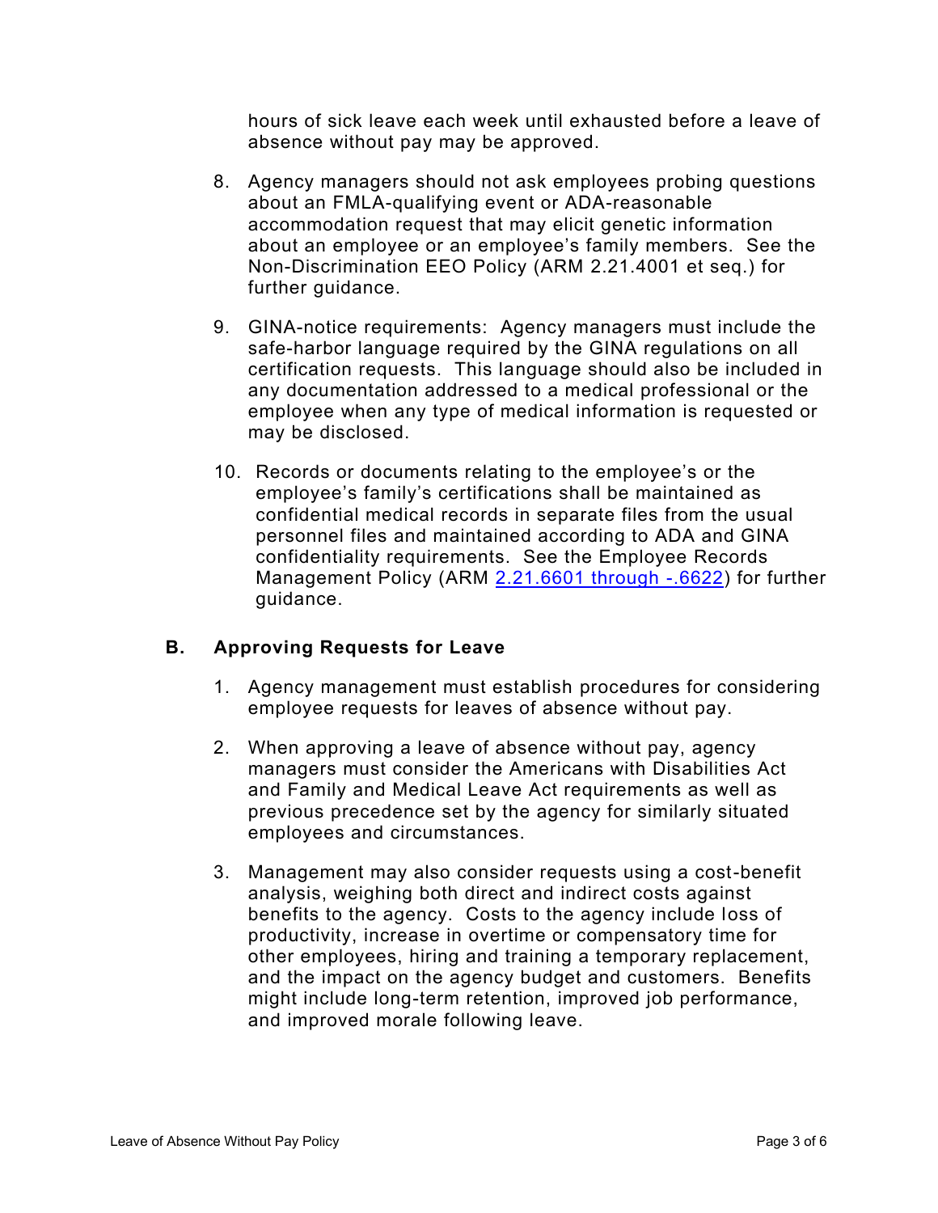hours of sick leave each week until exhausted before a leave of absence without pay may be approved.

8. Agency managers should not ask employees probing questions about an FMLA-qualifying event or ADA-reasonable accommodation request that may elicit genetic information about an employee or an employee's family members. See the Non-Discrimination EEO Policy (ARM 2.21.4001 et seq.) for further guidance.

9. GINA-notice requirements: Agency managers must include the safe-harbor language required by the GINA regulations on all certification requests. This language should also be included in any documentation addressed to a medical professional or the employee when any type of medical information is requested or may be disclosed.

10. Records or documents relating to the employee's or the employee's family's certifications shall be maintained as confidential medical records in separate files from the usual personnel files and maintained according to ADA and GINA confidentiality requirements. See the Employee Records Management Policy (ARM 2.21.6601 through -.6622) for further guidance.

## B. Approving Requests for Leave

1. Agency management must establish procedures for considering employee requests for leaves of absence without pay.

2. When approving a leave of absence without pay, agency managers must consider the Americans with Disabilities Act and Family and Medical Leave Act requirements as well as previous precedence set by the agency for similarly situated employees and circumstances.

3. Management may also consider requests using a cost-benefit analysis, weighing both direct and indirect costs against benefits to the agency. Costs to the agency include loss of productivity, increase in overtime or compensatory time for other employees, hiring and training a temporary replacement, and the impact on the agency budget and customers. Benefits might include long-term retention, improved job performance, and improved morale following leave.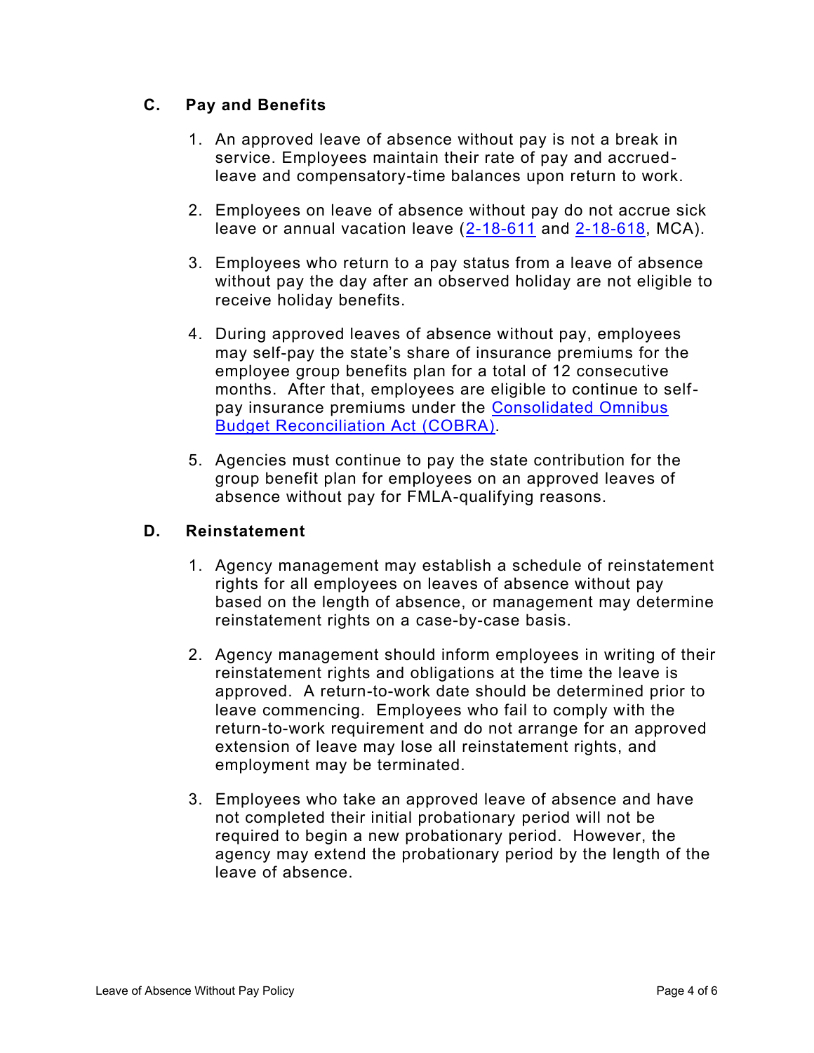## C. Pay and Benefits

1. An approved leave of absence without pay is not a break in service. Employees maintain their rate of pay and accrued-leave and compensatory-time balances upon return to work.

2. Employees on leave of absence without pay do not accrue sick leave or annual vacation leave (2-18-611 and 2-18-618, MCA).

3. Employees who return to a pay status from a leave of absence without pay the day after an observed holiday are not eligible to receive holiday benefits.

4. During approved leaves of absence without pay, employees may self-pay the state's share of insurance premiums for the employee group benefits plan for a total of 12 consecutive months. After that, employees are eligible to continue to self-pay insurance premiums under the Consolidated Omnibus Budget Reconciliation Act (COBRA).

5. Agencies must continue to pay the state contribution for the group benefit plan for employees on an approved leaves of absence without pay for FMLA-qualifying reasons.

## D. Reinstatement

1. Agency management may establish a schedule of reinstatement rights for all employees on leaves of absence without pay based on the length of absence, or management may determine reinstatement rights on a case-by-case basis.

2. Agency management should inform employees in writing of their reinstatement rights and obligations at the time the leave is approved. A return-to-work date should be determined prior to leave commencing. Employees who fail to comply with the return-to-work requirement and do not arrange for an approved extension of leave may lose all reinstatement rights, and employment may be terminated.

3. Employees who take an approved leave of absence and have not completed their initial probationary period will not be required to begin a new probationary period. However, the agency may extend the probationary period by the length of the leave of absence.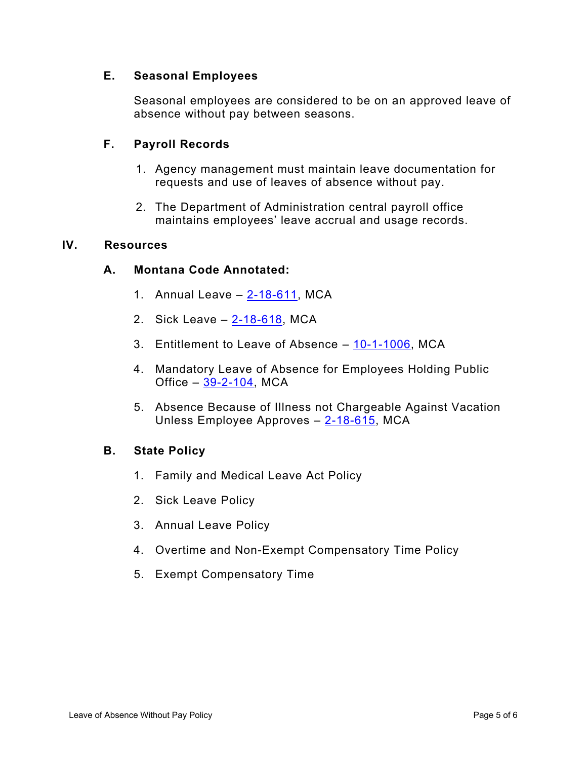### E. Seasonal Employees

Seasonal employees are considered to be on an approved leave of absence without pay between seasons.

### F. Payroll Records

1. Agency management must maintain leave documentation for requests and use of leaves of absence without pay.
2. The Department of Administration central payroll office maintains employees' leave accrual and usage records.

## IV. Resources

### A. Montana Code Annotated:

1. Annual Leave – 2-18-611, MCA
2. Sick Leave – 2-18-618, MCA
3. Entitlement to Leave of Absence – 10-1-1006, MCA
4. Mandatory Leave of Absence for Employees Holding Public Office – 39-2-104, MCA
5. Absence Because of Illness not Chargeable Against Vacation Unless Employee Approves – 2-18-615, MCA

### B. State Policy

1. Family and Medical Leave Act Policy
2. Sick Leave Policy
3. Annual Leave Policy
4. Overtime and Non-Exempt Compensatory Time Policy
5. Exempt Compensatory Time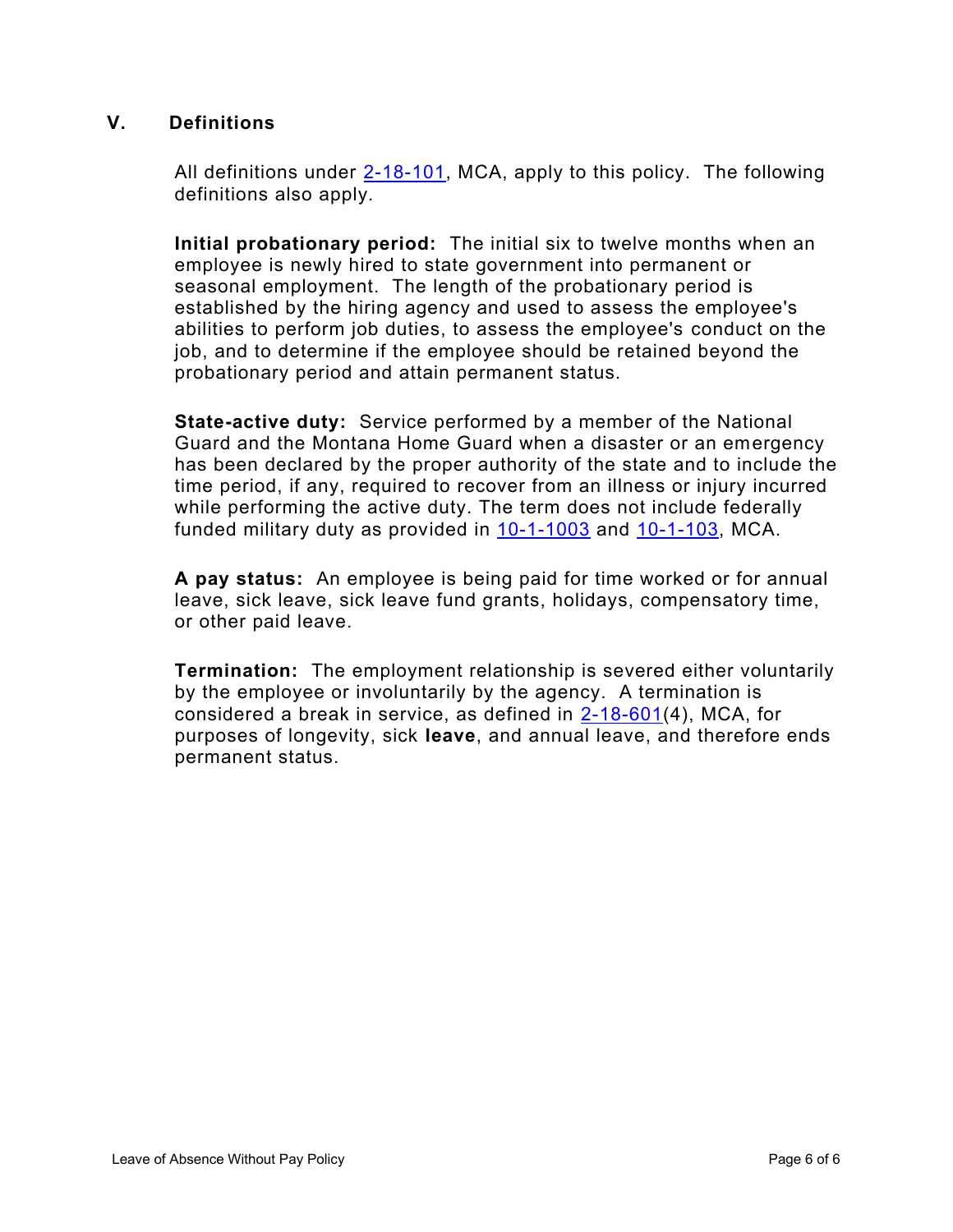## V. Definitions

All definitions under 2-18-101, MCA, apply to this policy. The following definitions also apply.

**Initial probationary period:** The initial six to twelve months when an employee is newly hired to state government into permanent or seasonal employment. The length of the probationary period is established by the hiring agency and used to assess the employee's abilities to perform job duties, to assess the employee's conduct on the job, and to determine if the employee should be retained beyond the probationary period and attain permanent status.

**State-active duty:** Service performed by a member of the National Guard and the Montana Home Guard when a disaster or an emergency has been declared by the proper authority of the state and to include the time period, if any, required to recover from an illness or injury incurred while performing the active duty. The term does not include federally funded military duty as provided in 10-1-1003 and 10-1-103, MCA.

**A pay status:** An employee is being paid for time worked or for annual leave, sick leave, sick leave fund grants, holidays, compensatory time, or other paid leave.

**Termination:** The employment relationship is severed either voluntarily by the employee or involuntarily by the agency. A termination is considered a break in service, as defined in 2-18-601(4), MCA, for purposes of longevity, sick **leave**, and annual leave, and therefore ends permanent status.